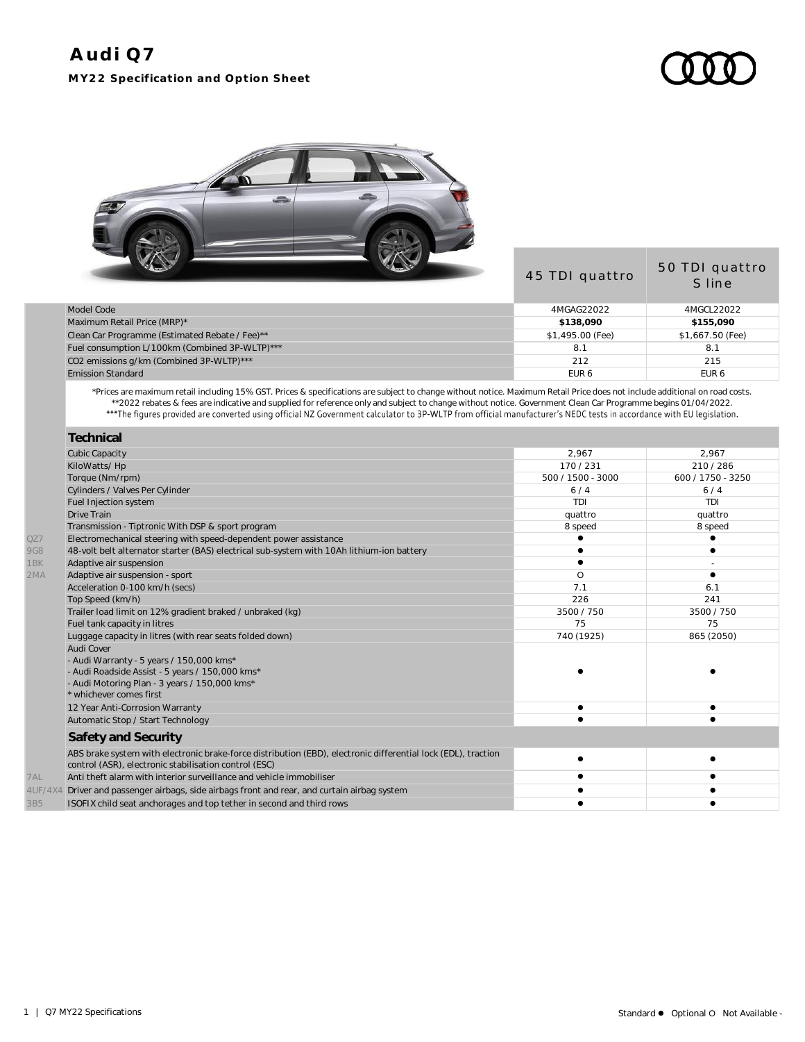# Audi Q7

**MY22 Specification and Option Sheet**

| Code | | 45 TDI quattro | 50 TDI quattro S line |
|---|---|---|---|
| | Model Code | 4MGAG22022 | 4MGCL22022 |
| | Maximum Retail Price (MRP)* | **$138,090** | **$155,090** |
| | Clean Car Programme (Estimated Rebate / Fee)** | $1,495.00 (Fee) | $1,667.50 (Fee) |
| | Fuel consumption L/100km (Combined 3P-WLTP)*** | 8.1 | 8.1 |
| | CO2 emissions g/km (Combined 3P-WLTP)*** | 212 | 215 |
| | Emission Standard | EUR 6 | EUR 6 |

*Prices are maximum retail including 15% GST. Prices & specifications are subject to change without notice. Maximum Retail Price does not include additional on road costs.
**2022 rebates & fees are indicative and supplied for reference only and subject to change without notice. Government Clean Car Programme begins 01/04/2022.
***The figures provided are converted using official NZ Government calculator to 3P-WLTP from official manufacturer's NEDC tests in accordance with EU legislation.

## Technical

| Code | | 45 TDI quattro | 50 TDI quattro S line |
|---|---|---|---|
| | Cubic Capacity | 2,967 | 2,967 |
| | KiloWatts/ Hp | 170 / 231 | 210 / 286 |
| | Torque (Nm/rpm) | 500 / 1500 - 3000 | 600 / 1750 - 3250 |
| | Cylinders / Valves Per Cylinder | 6 / 4 | 6 / 4 |
| | Fuel Injection system | TDI | TDI |
| | Drive Train | quattro | quattro |
| | Transmission - Tiptronic With DSP & sport program | 8 speed | 8 speed |
| QZ7 | Electromechanical steering with speed-dependent power assistance | ● | ● |
| 9G8 | 48-volt belt alternator starter (BAS) electrical sub-system with 10Ah lithium-ion battery | ● | ● |
| 1BK | Adaptive air suspension | ● | - |
| 2MA | Adaptive air suspension - sport | O | ● |
| | Acceleration 0-100 km/h (secs) | 7.1 | 6.1 |
| | Top Speed (km/h) | 226 | 241 |
| | Trailer load limit on 12% gradient braked / unbraked (kg) | 3500 / 750 | 3500 / 750 |
| | Fuel tank capacity in litres | 75 | 75 |
| | Luggage capacity in litres (with rear seats folded down) | 740 (1925) | 865 (2050) |
| | Audi Cover<br>- Audi Warranty - 5 years / 150,000 kms*<br>- Audi Roadside Assist - 5 years / 150,000 kms*<br>- Audi Motoring Plan - 3 years / 150,000 kms*<br>* whichever comes first | ● | ● |
| | 12 Year Anti-Corrosion Warranty | ● | ● |
| | Automatic Stop / Start Technology | ● | ● |

## Safety and Security

| Code | | 45 TDI quattro | 50 TDI quattro S line |
|---|---|---|---|
| | ABS brake system with electronic brake-force distribution (EBD), electronic differential lock (EDL), traction control (ASR), electronic stabilisation control (ESC) | ● | ● |
| 7AL | Anti theft alarm with interior surveillance and vehicle immobiliser | ● | ● |
| 4UF/4X4 | Driver and passenger airbags, side airbags front and rear, and curtain airbag system | ● | ● |
| 3B5 | ISOFIX child seat anchorages and top tether in second and third rows | ● | ● |

Standard ● Optional O Not Available -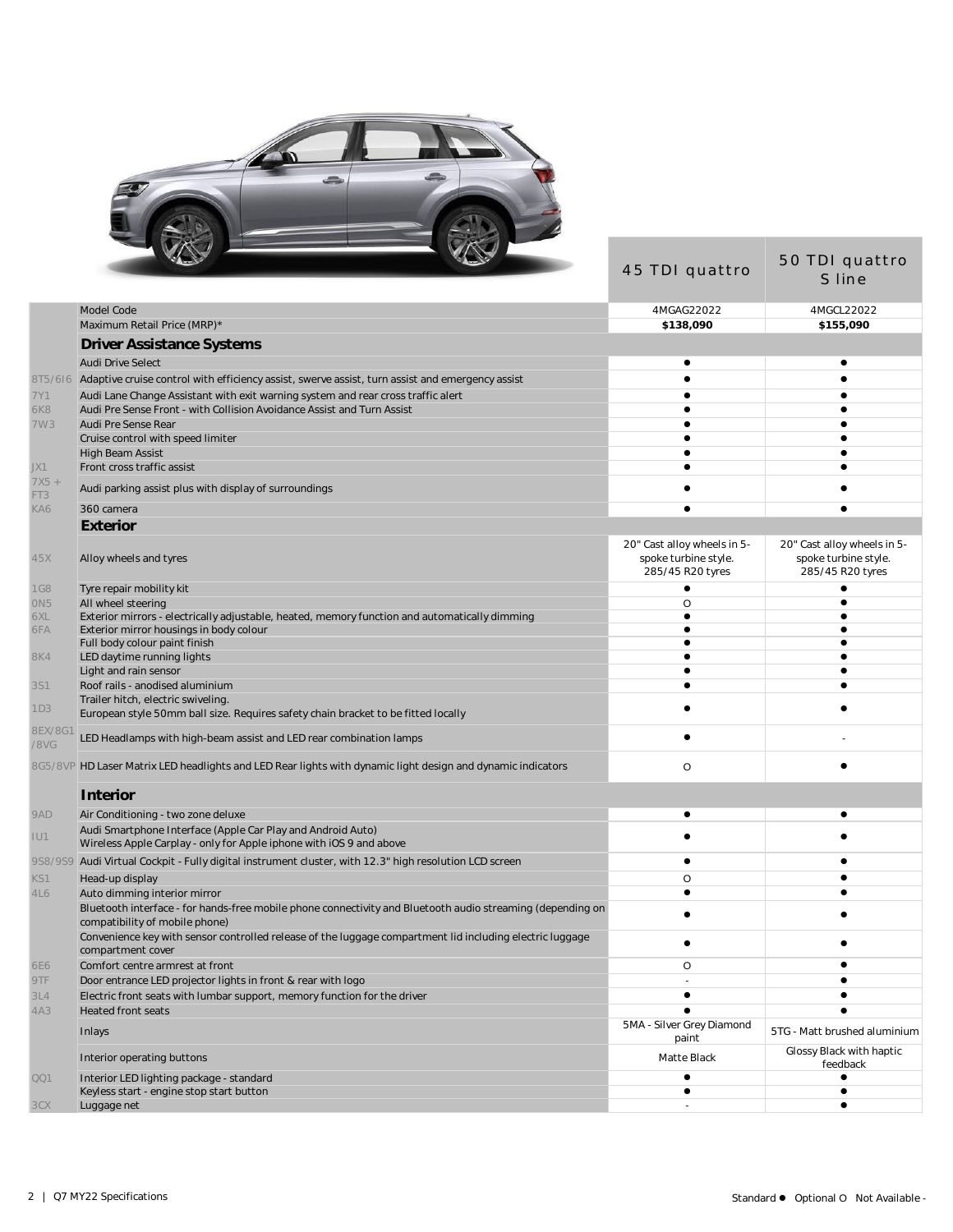| Code | Feature | 45 TDI quattro | 50 TDI quattro S line |
|---|---|---|---|
| | Model Code | 4MGAG22022 | 4MGCL22022 |
| | Maximum Retail Price (MRP)* | **$138,090** | **$155,090** |
| | **Driver Assistance Systems** | | |
| | Audi Drive Select | ● | ● |
| 8T5/6I6 | Adaptive cruise control with efficiency assist, swerve assist, turn assist and emergency assist | ● | ● |
| 7Y1 | Audi Lane Change Assistant with exit warning system and rear cross traffic alert | ● | ● |
| 6K8 | Audi Pre Sense Front - with Collision Avoidance Assist and Turn Assist | ● | ● |
| 7W3 | Audi Pre Sense Rear | ● | ● |
| | Cruise control with speed limiter | ● | ● |
| | High Beam Assist | ● | ● |
| JX1 | Front cross traffic assist | ● | ● |
| 7X5 + FT3 | Audi parking assist plus with display of surroundings | ● | ● |
| KA6 | 360 camera | ● | ● |
| | **Exterior** | | |
| 45X | Alloy wheels and tyres | 20" Cast alloy wheels in 5-spoke turbine style. 285/45 R20 tyres | 20" Cast alloy wheels in 5-spoke turbine style. 285/45 R20 tyres |
| 1G8 | Tyre repair mobility kit | ● | ● |
| 0N5 | All wheel steering | O | ● |
| 6XL | Exterior mirrors - electrically adjustable, heated, memory function and automatically dimming | ● | ● |
| 6FA | Exterior mirror housings in body colour | ● | ● |
| | Full body colour paint finish | ● | ● |
| 8K4 | LED daytime running lights | ● | ● |
| | Light and rain sensor | ● | ● |
| 3S1 | Roof rails - anodised aluminium | ● | ● |
| 1D3 | Trailer hitch, electric swiveling. European style 50mm ball size. Requires safety chain bracket to be fitted locally | ● | ● |
| 8EX/8G1/8VG | LED Headlamps with high-beam assist and LED rear combination lamps | ● | - |
| 8G5/8VP | HD Laser Matrix LED headlights and LED Rear lights with dynamic light design and dynamic indicators | O | ● |
| | **Interior** | | |
| 9AD | Air Conditioning - two zone deluxe | ● | ● |
| IU1 | Audi Smartphone Interface (Apple Car Play and Android Auto) Wireless Apple Carplay - only for Apple iphone with iOS 9 and above | ● | ● |
| 9S8/9S9 | Audi Virtual Cockpit - Fully digital instrument cluster, with 12.3" high resolution LCD screen | ● | ● |
| KS1 | Head-up display | O | ● |
| 4L6 | Auto dimming interior mirror | ● | ● |
| | Bluetooth interface - for hands-free mobile phone connectivity and Bluetooth audio streaming (depending on compatibility of mobile phone) | ● | ● |
| | Convenience key with sensor controlled release of the luggage compartment lid including electric luggage compartment cover | ● | ● |
| 6E6 | Comfort centre armrest at front | O | ● |
| 9TF | Door entrance LED projector lights in front & rear with logo | - | ● |
| 3L4 | Electric front seats with lumbar support, memory function for the driver | ● | ● |
| 4A3 | Heated front seats | ● | ● |
| | Inlays | 5MA - Silver Grey Diamond paint | 5TG - Matt brushed aluminium |
| | Interior operating buttons | Matte Black | Glossy Black with haptic feedback |
| QQ1 | Interior LED lighting package - standard | ● | ● |
| | Keyless start - engine stop start button | ● | ● |
| 3CX | Luggage net | - | ● |

Standard ● Optional O Not Available -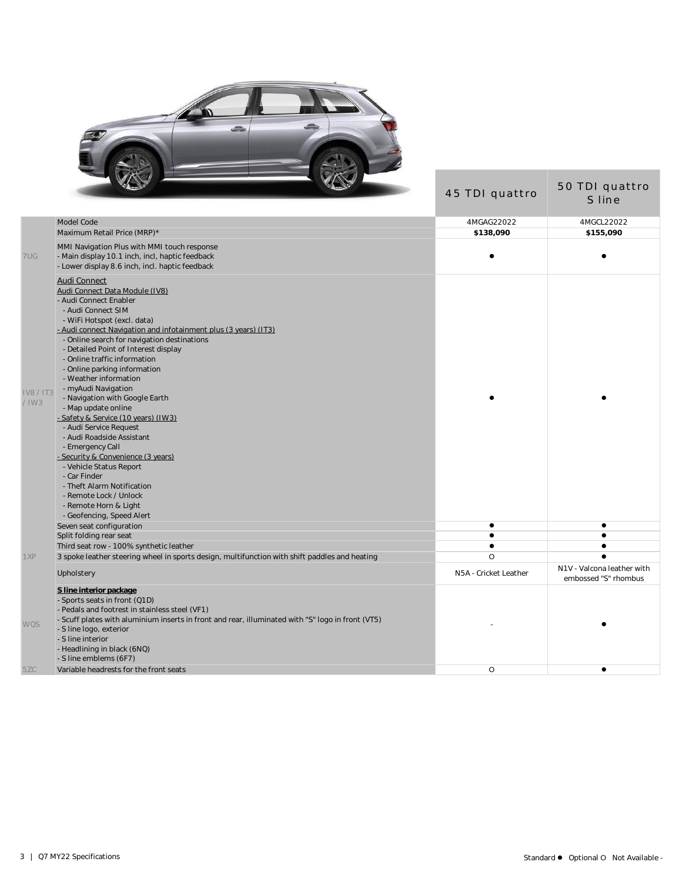| Code | Feature | 45 TDI quattro | 50 TDI quattro S line |
|---|---|---|---|
| | Model Code | 4MGAG22022 | 4MGCL22022 |
| | Maximum Retail Price (MRP)* | **$138,090** | **$155,090** |
| 7UG | MMI Navigation Plus with MMI touch response<br>- Main display 10.1 inch, incl, haptic feedback<br>- Lower display 8.6 inch, incl. haptic feedback | ● | ● |
| IV8 / IT3 / IW3 | Audi Connect<br>Audi Connect Data Module (IV8)<br>- Audi Connect Enabler<br>- Audi Connect SIM<br>- WiFi Hotspot (excl. data)<br>- Audi connect Navigation and infotainment plus (3 years) (IT3)<br>- Online search for navigation destinations<br>- Detailed Point of Interest display<br>- Online traffic information<br>- Online parking information<br>- Weather information<br>- myAudi Navigation<br>- Navigation with Google Earth<br>- Map update online<br>- Safety & Service (10 years) (IW3)<br>- Audi Service Request<br>- Audi Roadside Assistant<br>- Emergency Call<br>- Security & Convenience (3 years)<br>- Vehicle Status Report<br>- Car Finder<br>- Theft Alarm Notification<br>- Remote Lock / Unlock<br>- Remote Horn & Light<br>- Geofencing, Speed Alert | ● | ● |
| | Seven seat configuration | ● | ● |
| | Split folding rear seat | ● | ● |
| | Third seat row - 100% synthetic leather | ● | ● |
| 1XP | 3 spoke leather steering wheel in sports design, multifunction with shift paddles and heating | O | ● |
| | Upholstery | N5A - Cricket Leather | N1V - Valcona leather with embossed "S" rhombus |
| WQS | **S line interior package**<br>- Sports seats in front (Q1D)<br>- Pedals and footrest in stainless steel (VF1)<br>- Scuff plates with aluminium inserts in front and rear, illuminated with "S" logo in front (VT5)<br>- S line logo, exterior<br>- S line interior<br>- Headlining in black (6NQ)<br>- S line emblems (6F7) | - | ● |
| 5ZC | Variable headrests for the front seats | O | ● |

Standard ● Optional O Not Available -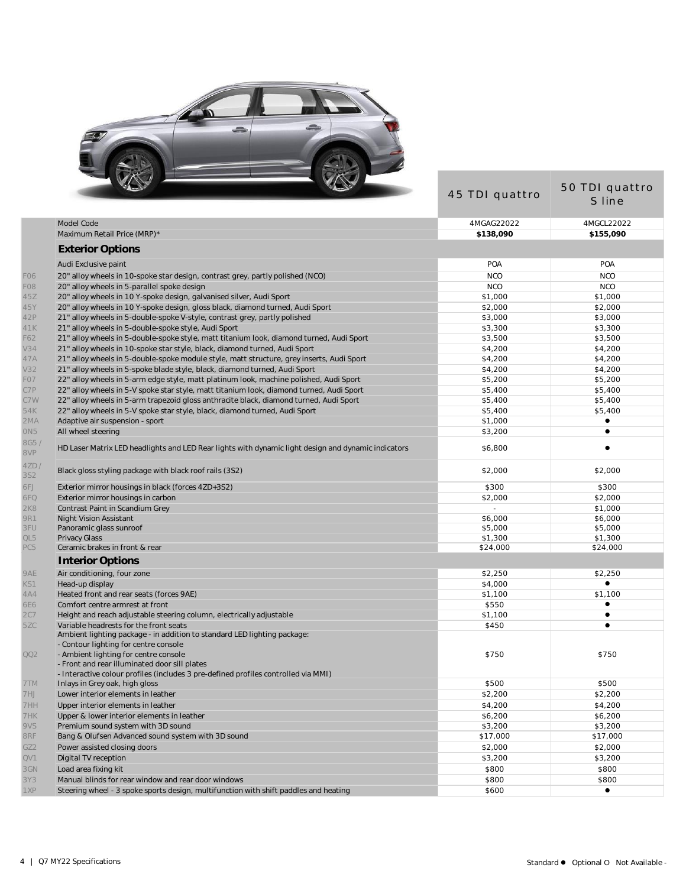| | | 45 TDI quattro | 50 TDI quattro S line |
|---|---|---|---|
| | Model Code | 4MGAG22022 | 4MGCL22022 |
| | Maximum Retail Price (MRP)* | **$138,090** | **$155,090** |
| | **Exterior Options** | | |
| | Audi Exclusive paint | POA | POA |
| F06 | 20" alloy wheels in 10-spoke star design, contrast grey, partly polished (NCO) | NCO | NCO |
| F08 | 20" alloy wheels in 5-parallel spoke design | NCO | NCO |
| 45Z | 20" alloy wheels in 10 Y-spoke design, galvanised silver, Audi Sport | $1,000 | $1,000 |
| 45Y | 20" alloy wheels in 10 Y-spoke design, gloss black, diamond turned, Audi Sport | $2,000 | $2,000 |
| 42P | 21" alloy wheels in 5-double-spoke V-style, contrast grey, partly polished | $3,000 | $3,000 |
| 41K | 21" alloy wheels in 5-double-spoke style, Audi Sport | $3,300 | $3,300 |
| F62 | 21" alloy wheels in 5-double-spoke style, matt titanium look, diamond turned, Audi Sport | $3,500 | $3,500 |
| V34 | 21" alloy wheels in 10-spoke star style, black, diamond turned, Audi Sport | $4,200 | $4,200 |
| 47A | 21" alloy wheels in 5-double-spoke module style, matt structure, grey inserts, Audi Sport | $4,200 | $4,200 |
| V32 | 21" alloy wheels in 5-spoke blade style, black, diamond turned, Audi Sport | $4,200 | $4,200 |
| F07 | 22" alloy wheels in 5-arm edge style, matt platinum look, machine polished, Audi Sport | $5,200 | $5,200 |
| C7P | 22" alloy wheels in 5-V spoke star style, matt titanium look, diamond turned, Audi Sport | $5,400 | $5,400 |
| C7W | 22" alloy wheels in 5-arm trapezoid gloss anthracite black, diamond turned, Audi Sport | $5,400 | $5,400 |
| 54K | 22" alloy wheels in 5-V spoke star style, black, diamond turned, Audi Sport | $5,400 | $5,400 |
| 2MA | Adaptive air suspension - sport | $1,000 | ● |
| 0N5 | All wheel steering | $3,200 | ● |
| 8G5 / 8VP | HD Laser Matrix LED headlights and LED Rear lights with dynamic light design and dynamic indicators | $6,800 | ● |
| 4ZD / 3S2 | Black gloss styling package with black roof rails (3S2) | $2,000 | $2,000 |
| 6FJ | Exterior mirror housings in black (forces 4ZD+3S2) | $300 | $300 |
| 6FQ | Exterior mirror housings in carbon | $2,000 | $2,000 |
| 2K8 | Contrast Paint in Scandium Grey | - | $1,000 |
| 9R1 | Night Vision Assistant | $6,000 | $6,000 |
| 3FU | Panoramic glass sunroof | $5,000 | $5,000 |
| QL5 | Privacy Glass | $1,300 | $1,300 |
| PC5 | Ceramic brakes in front & rear | $24,000 | $24,000 |
| | **Interior Options** | | |
| 9AE | Air conditioning, four zone | $2,250 | $2,250 |
| KS1 | Head-up display | $4,000 | ● |
| 4A4 | Heated front and rear seats (forces 9AE) | $1,100 | $1,100 |
| 6E6 | Comfort centre armrest at front | $550 | ● |
| 2C7 | Height and reach adjustable steering column, electrically adjustable | $1,100 | ● |
| 5ZC | Variable headrests for the front seats | $450 | ● |
| QQ2 | Ambient lighting package - in addition to standard LED lighting package:<br>- Contour lighting for centre console<br>- Ambient lighting for centre console<br>- Front and rear illuminated door sill plates<br>- Interactive colour profiles (includes 3 pre-defined profiles controlled via MMI) | $750 | $750 |
| 7TM | Inlays in Grey oak, high gloss | $500 | $500 |
| 7HJ | Lower interior elements in leather | $2,200 | $2,200 |
| 7HH | Upper interior elements in leather | $4,200 | $4,200 |
| 7HK | Upper & lower interior elements in leather | $6,200 | $6,200 |
| 9VS | Premium sound system with 3D sound | $3,200 | $3,200 |
| 8RF | Bang & Olufsen Advanced sound system with 3D sound | $17,000 | $17,000 |
| GZ2 | Power assisted closing doors | $2,000 | $2,000 |
| QV1 | Digital TV reception | $3,200 | $3,200 |
| 3GN | Load area fixing kit | $800 | $800 |
| 3Y3 | Manual blinds for rear window and rear door windows | $800 | $800 |
| 1XP | Steering wheel - 3 spoke sports design, multifunction with shift paddles and heating | $600 | ● |

Standard ● Optional O Not Available -